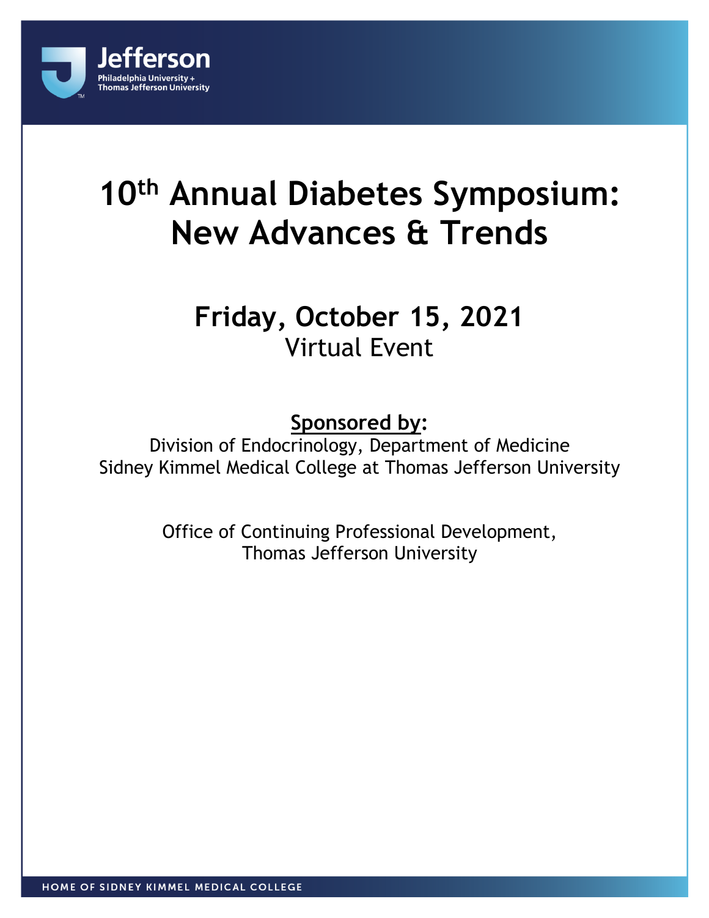Jefferson
Philadelphia University +
Thomas Jefferson University

# 10th Annual Diabetes Symposium: New Advances & Trends

## Friday, October 15, 2021

Virtual Event

**Sponsored by:**

Division of Endocrinology, Department of Medicine
Sidney Kimmel Medical College at Thomas Jefferson University

Office of Continuing Professional Development,
Thomas Jefferson University

HOME OF SIDNEY KIMMEL MEDICAL COLLEGE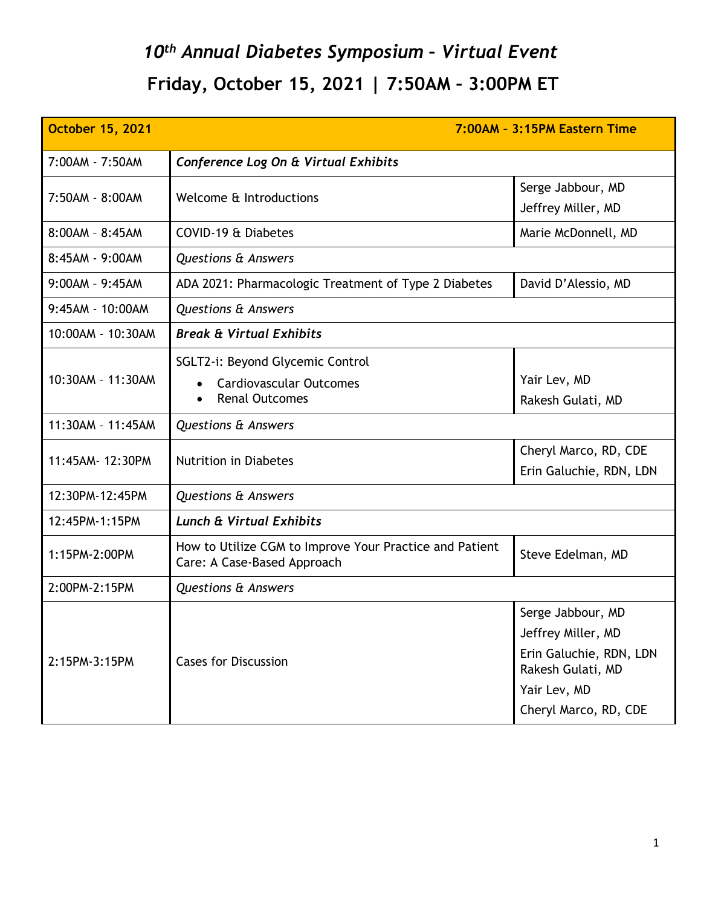# *10th Annual Diabetes Symposium – Virtual Event*

## Friday, October 15, 2021 | 7:50AM – 3:00PM ET

| **October 15, 2021** | | **7:00AM – 3:15PM Eastern Time** |
|---|---|---|
| 7:00AM - 7:50AM | ***Conference Log On & Virtual Exhibits*** | |
| 7:50AM - 8:00AM | Welcome & Introductions | Serge Jabbour, MD<br>Jeffrey Miller, MD |
| 8:00AM – 8:45AM | COVID-19 & Diabetes | Marie McDonnell, MD |
| 8:45AM - 9:00AM | *Questions & Answers* | |
| 9:00AM – 9:45AM | ADA 2021: Pharmacologic Treatment of Type 2 Diabetes | David D'Alessio, MD |
| 9:45AM - 10:00AM | *Questions & Answers* | |
| 10:00AM - 10:30AM | ***Break & Virtual Exhibits*** | |
| 10:30AM – 11:30AM | SGLT2-i: Beyond Glycemic Control<br>• Cardiovascular Outcomes<br>• Renal Outcomes | Yair Lev, MD<br>Rakesh Gulati, MD |
| 11:30AM – 11:45AM | *Questions & Answers* | |
| 11:45AM- 12:30PM | Nutrition in Diabetes | Cheryl Marco, RD, CDE<br>Erin Galuchie, RDN, LDN |
| 12:30PM-12:45PM | *Questions & Answers* | |
| 12:45PM-1:15PM | ***Lunch & Virtual Exhibits*** | |
| 1:15PM-2:00PM | How to Utilize CGM to Improve Your Practice and Patient Care: A Case-Based Approach | Steve Edelman, MD |
| 2:00PM-2:15PM | *Questions & Answers* | |
| 2:15PM-3:15PM | Cases for Discussion | Serge Jabbour, MD<br>Jeffrey Miller, MD<br>Erin Galuchie, RDN, LDN<br>Rakesh Gulati, MD<br>Yair Lev, MD<br>Cheryl Marco, RD, CDE |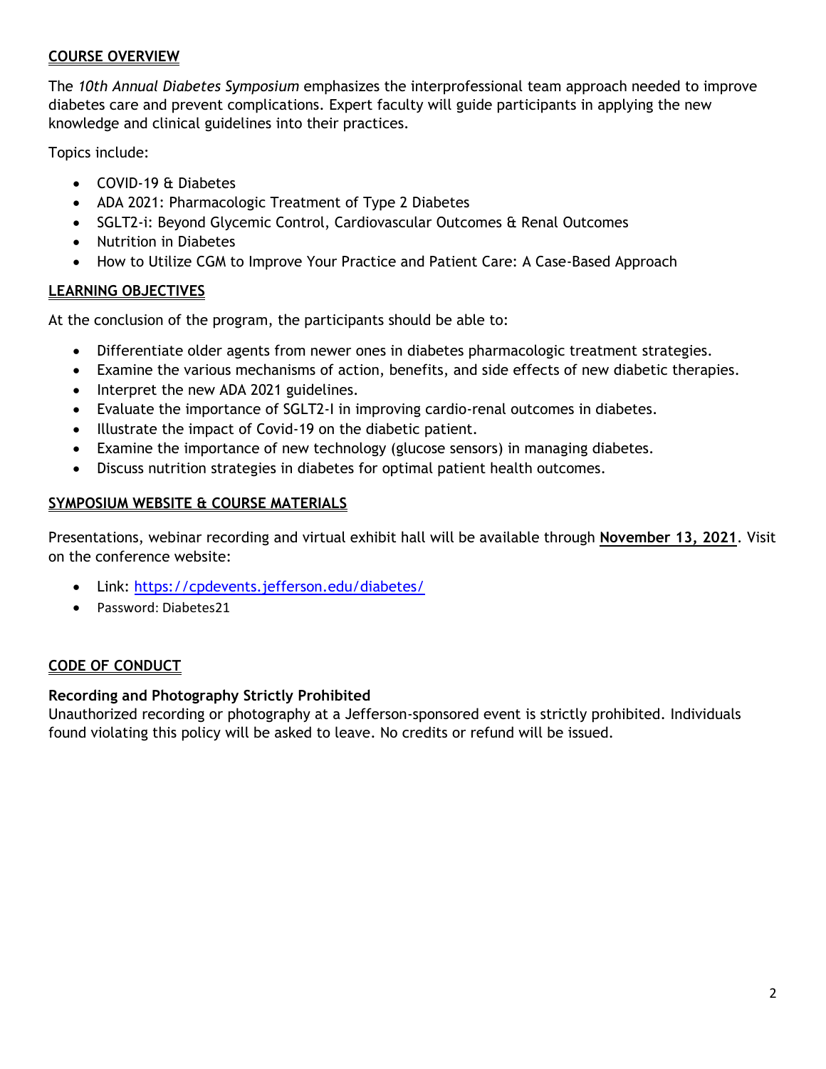## COURSE OVERVIEW

The *10th Annual Diabetes Symposium* emphasizes the interprofessional team approach needed to improve diabetes care and prevent complications. Expert faculty will guide participants in applying the new knowledge and clinical guidelines into their practices.

Topics include:

- COVID-19 & Diabetes
- ADA 2021: Pharmacologic Treatment of Type 2 Diabetes
- SGLT2-i: Beyond Glycemic Control, Cardiovascular Outcomes & Renal Outcomes
- Nutrition in Diabetes
- How to Utilize CGM to Improve Your Practice and Patient Care: A Case-Based Approach

## LEARNING OBJECTIVES

At the conclusion of the program, the participants should be able to:

- Differentiate older agents from newer ones in diabetes pharmacologic treatment strategies.
- Examine the various mechanisms of action, benefits, and side effects of new diabetic therapies.
- Interpret the new ADA 2021 guidelines.
- Evaluate the importance of SGLT2-I in improving cardio-renal outcomes in diabetes.
- Illustrate the impact of Covid-19 on the diabetic patient.
- Examine the importance of new technology (glucose sensors) in managing diabetes.
- Discuss nutrition strategies in diabetes for optimal patient health outcomes.

## SYMPOSIUM WEBSITE & COURSE MATERIALS

Presentations, webinar recording and virtual exhibit hall will be available through **November 13, 2021**. Visit on the conference website:

- Link: [https://cpdevents.jefferson.edu/diabetes/](https://cpdevents.jefferson.edu/diabetes/)
- Password: Diabetes21

## CODE OF CONDUCT

**Recording and Photography Strictly Prohibited**
Unauthorized recording or photography at a Jefferson-sponsored event is strictly prohibited. Individuals found violating this policy will be asked to leave. No credits or refund will be issued.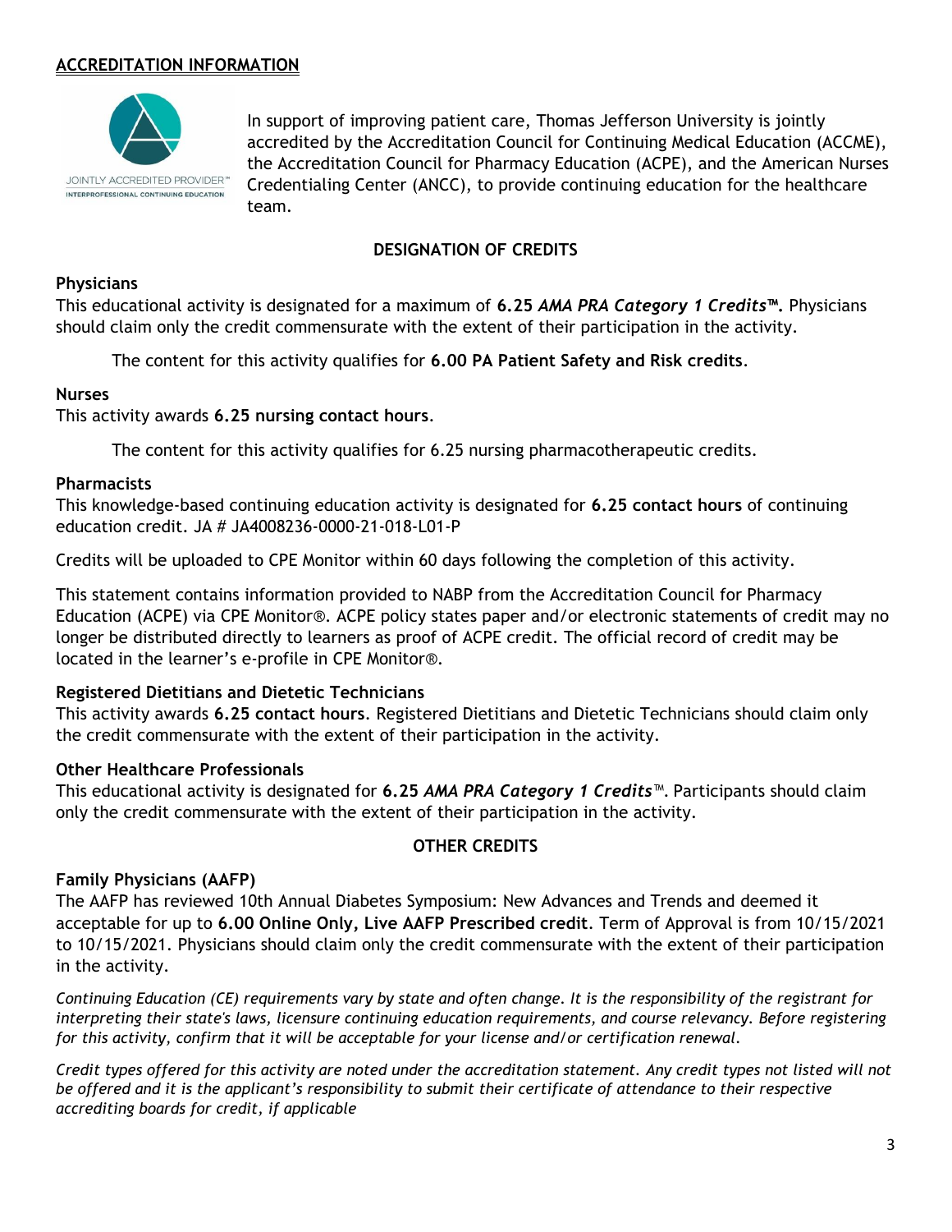## ACCREDITATION INFORMATION

In support of improving patient care, Thomas Jefferson University is jointly accredited by the Accreditation Council for Continuing Medical Education (ACCME), the Accreditation Council for Pharmacy Education (ACPE), and the American Nurses Credentialing Center (ANCC), to provide continuing education for the healthcare team.

### DESIGNATION OF CREDITS

**Physicians**

This educational activity is designated for a maximum of **6.25 *AMA PRA Category 1 Credits*™.** Physicians should claim only the credit commensurate with the extent of their participation in the activity.

The content for this activity qualifies for **6.00 PA Patient Safety and Risk credits**.

**Nurses**

This activity awards **6.25 nursing contact hours**.

The content for this activity qualifies for 6.25 nursing pharmacotherapeutic credits.

**Pharmacists**

This knowledge-based continuing education activity is designated for **6.25 contact hours** of continuing education credit. JA # JA4008236-0000-21-018-L01-P

Credits will be uploaded to CPE Monitor within 60 days following the completion of this activity.

This statement contains information provided to NABP from the Accreditation Council for Pharmacy Education (ACPE) via CPE Monitor®. ACPE policy states paper and/or electronic statements of credit may no longer be distributed directly to learners as proof of ACPE credit. The official record of credit may be located in the learner's e-profile in CPE Monitor®.

**Registered Dietitians and Dietetic Technicians**

This activity awards **6.25 contact hours**. Registered Dietitians and Dietetic Technicians should claim only the credit commensurate with the extent of their participation in the activity.

**Other Healthcare Professionals**

This educational activity is designated for **6.25 *AMA PRA Category 1 Credits*™**. Participants should claim only the credit commensurate with the extent of their participation in the activity.

### OTHER CREDITS

**Family Physicians (AAFP)**

The AAFP has reviewed 10th Annual Diabetes Symposium: New Advances and Trends and deemed it acceptable for up to **6.00 Online Only, Live AAFP Prescribed credit**. Term of Approval is from 10/15/2021 to 10/15/2021. Physicians should claim only the credit commensurate with the extent of their participation in the activity.

*Continuing Education (CE) requirements vary by state and often change. It is the responsibility of the registrant for interpreting their state's laws, licensure continuing education requirements, and course relevancy. Before registering for this activity, confirm that it will be acceptable for your license and/or certification renewal.*

*Credit types offered for this activity are noted under the accreditation statement. Any credit types not listed will not be offered and it is the applicant's responsibility to submit their certificate of attendance to their respective accrediting boards for credit, if applicable*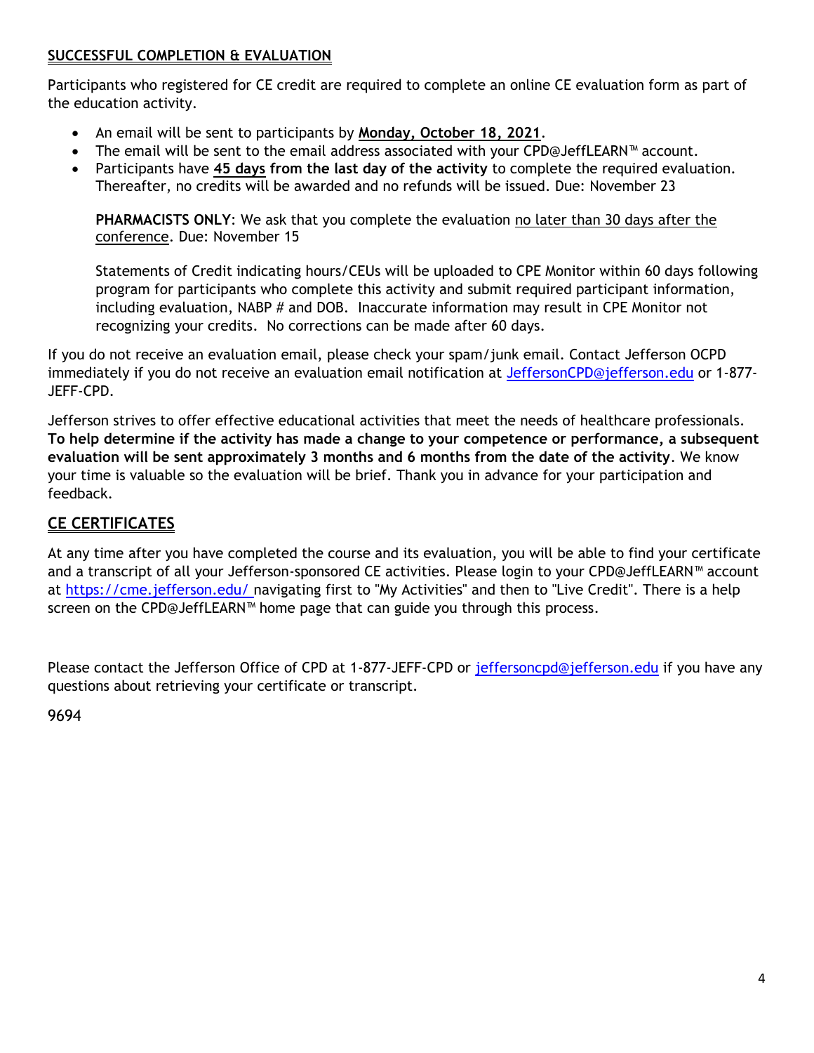## SUCCESSFUL COMPLETION & EVALUATION

Participants who registered for CE credit are required to complete an online CE evaluation form as part of the education activity.

- An email will be sent to participants by **Monday, October 18, 2021**.
- The email will be sent to the email address associated with your CPD@JeffLEARN™ account.
- Participants have **45 days from the last day of the activity** to complete the required evaluation. Thereafter, no credits will be awarded and no refunds will be issued. Due: November 23

  **PHARMACISTS ONLY**: We ask that you complete the evaluation no later than 30 days after the conference. Due: November 15

  Statements of Credit indicating hours/CEUs will be uploaded to CPE Monitor within 60 days following program for participants who complete this activity and submit required participant information, including evaluation, NABP # and DOB. Inaccurate information may result in CPE Monitor not recognizing your credits. No corrections can be made after 60 days.

If you do not receive an evaluation email, please check your spam/junk email. Contact Jefferson OCPD immediately if you do not receive an evaluation email notification at JeffersonCPD@jefferson.edu or 1-877-JEFF-CPD.

Jefferson strives to offer effective educational activities that meet the needs of healthcare professionals. **To help determine if the activity has made a change to your competence or performance, a subsequent evaluation will be sent approximately 3 months and 6 months from the date of the activity**. We know your time is valuable so the evaluation will be brief. Thank you in advance for your participation and feedback.

## CE CERTIFICATES

At any time after you have completed the course and its evaluation, you will be able to find your certificate and a transcript of all your Jefferson-sponsored CE activities. Please login to your CPD@JeffLEARN™ account at https://cme.jefferson.edu/ navigating first to "My Activities" and then to "Live Credit". There is a help screen on the CPD@JeffLEARN™ home page that can guide you through this process.

Please contact the Jefferson Office of CPD at 1-877-JEFF-CPD or jeffersoncpd@jefferson.edu if you have any questions about retrieving your certificate or transcript.

9694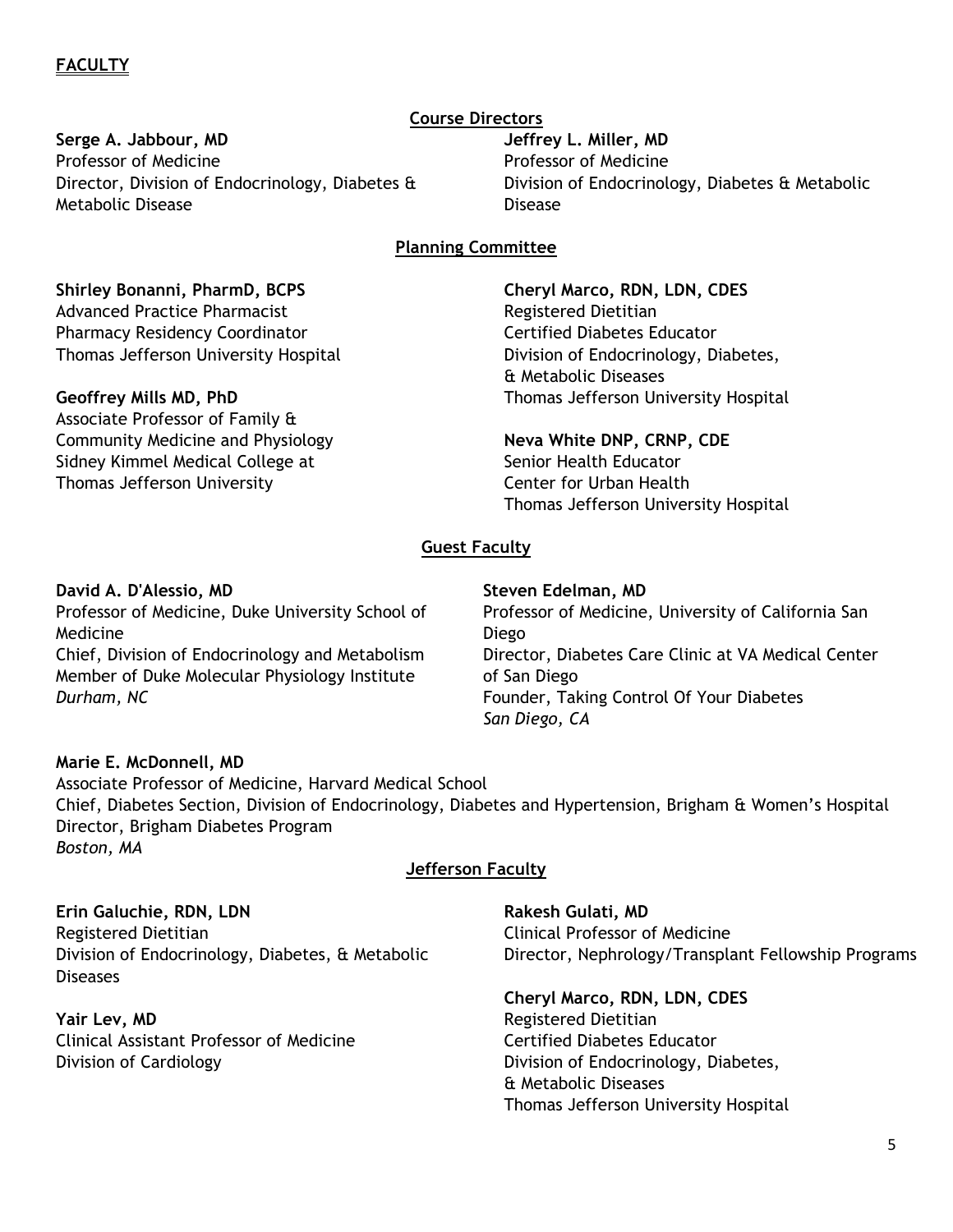## FACULTY

### Course Directors

**Serge A. Jabbour, MD**
Professor of Medicine
Director, Division of Endocrinology, Diabetes & Metabolic Disease

**Jeffrey L. Miller, MD**
Professor of Medicine
Division of Endocrinology, Diabetes & Metabolic Disease

### Planning Committee

**Shirley Bonanni, PharmD, BCPS**
Advanced Practice Pharmacist
Pharmacy Residency Coordinator
Thomas Jefferson University Hospital

**Geoffrey Mills MD, PhD**
Associate Professor of Family & Community Medicine and Physiology
Sidney Kimmel Medical College at Thomas Jefferson University

**Cheryl Marco, RDN, LDN, CDES**
Registered Dietitian
Certified Diabetes Educator
Division of Endocrinology, Diabetes, & Metabolic Diseases
Thomas Jefferson University Hospital

**Neva White DNP, CRNP, CDE**
Senior Health Educator
Center for Urban Health
Thomas Jefferson University Hospital

### Guest Faculty

**David A. D'Alessio, MD**
Professor of Medicine, Duke University School of Medicine
Chief, Division of Endocrinology and Metabolism
Member of Duke Molecular Physiology Institute
*Durham, NC*

**Steven Edelman, MD**
Professor of Medicine, University of California San Diego
Director, Diabetes Care Clinic at VA Medical Center of San Diego
Founder, Taking Control Of Your Diabetes
*San Diego, CA*

**Marie E. McDonnell, MD**
Associate Professor of Medicine, Harvard Medical School
Chief, Diabetes Section, Division of Endocrinology, Diabetes and Hypertension, Brigham & Women's Hospital
Director, Brigham Diabetes Program
*Boston, MA*

### Jefferson Faculty

**Erin Galuchie, RDN, LDN**
Registered Dietitian
Division of Endocrinology, Diabetes, & Metabolic Diseases

**Yair Lev, MD**
Clinical Assistant Professor of Medicine
Division of Cardiology

**Rakesh Gulati, MD**
Clinical Professor of Medicine
Director, Nephrology/Transplant Fellowship Programs

**Cheryl Marco, RDN, LDN, CDES**
Registered Dietitian
Certified Diabetes Educator
Division of Endocrinology, Diabetes, & Metabolic Diseases
Thomas Jefferson University Hospital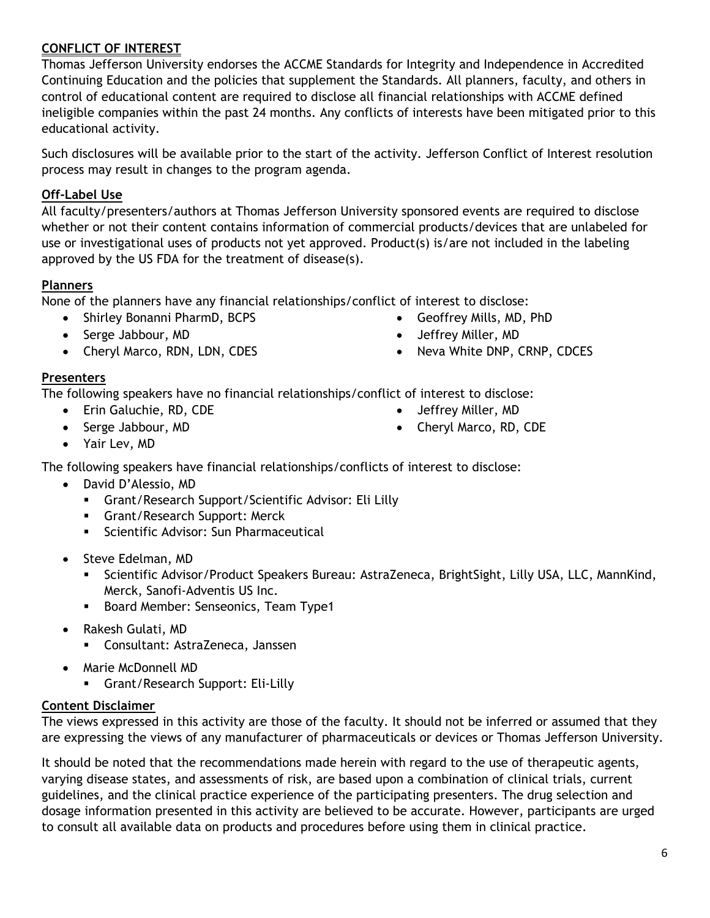## CONFLICT OF INTEREST

Thomas Jefferson University endorses the ACCME Standards for Integrity and Independence in Accredited Continuing Education and the policies that supplement the Standards. All planners, faculty, and others in control of educational content are required to disclose all financial relationships with ACCME defined ineligible companies within the past 24 months. Any conflicts of interests have been mitigated prior to this educational activity.

Such disclosures will be available prior to the start of the activity. Jefferson Conflict of Interest resolution process may result in changes to the program agenda.

### Off-Label Use

All faculty/presenters/authors at Thomas Jefferson University sponsored events are required to disclose whether or not their content contains information of commercial products/devices that are unlabeled for use or investigational uses of products not yet approved. Product(s) is/are not included in the labeling approved by the US FDA for the treatment of disease(s).

### Planners

None of the planners have any financial relationships/conflict of interest to disclose:

- Shirley Bonanni PharmD, BCPS
- Serge Jabbour, MD
- Cheryl Marco, RDN, LDN, CDES
- Geoffrey Mills, MD, PhD
- Jeffrey Miller, MD
- Neva White DNP, CRNP, CDCES

### Presenters

The following speakers have no financial relationships/conflict of interest to disclose:

- Erin Galuchie, RD, CDE
- Serge Jabbour, MD
- Yair Lev, MD
- Jeffrey Miller, MD
- Cheryl Marco, RD, CDE

The following speakers have financial relationships/conflicts of interest to disclose:

- David D'Alessio, MD
  - Grant/Research Support/Scientific Advisor: Eli Lilly
  - Grant/Research Support: Merck
  - Scientific Advisor: Sun Pharmaceutical
- Steve Edelman, MD
  - Scientific Advisor/Product Speakers Bureau: AstraZeneca, BrightSight, Lilly USA, LLC, MannKind, Merck, Sanofi-Adventis US Inc.
  - Board Member: Senseonics, Team Type1
- Rakesh Gulati, MD
  - Consultant: AstraZeneca, Janssen
- Marie McDonnell MD
  - Grant/Research Support: Eli-Lilly

### Content Disclaimer

The views expressed in this activity are those of the faculty. It should not be inferred or assumed that they are expressing the views of any manufacturer of pharmaceuticals or devices or Thomas Jefferson University.

It should be noted that the recommendations made herein with regard to the use of therapeutic agents, varying disease states, and assessments of risk, are based upon a combination of clinical trials, current guidelines, and the clinical practice experience of the participating presenters. The drug selection and dosage information presented in this activity are believed to be accurate. However, participants are urged to consult all available data on products and procedures before using them in clinical practice.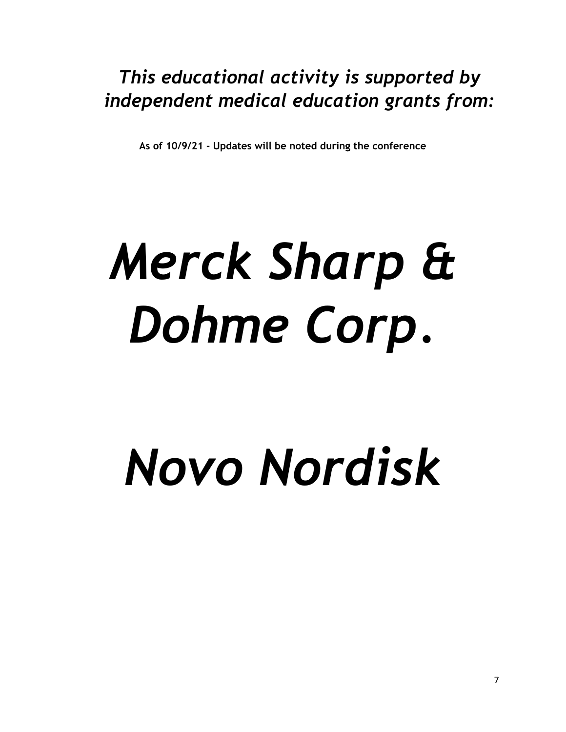*This educational activity is supported by independent medical education grants from:*

**As of 10/9/21 - Updates will be noted during the conference**

# *Merck Sharp & Dohme Corp.*

# *Novo Nordisk*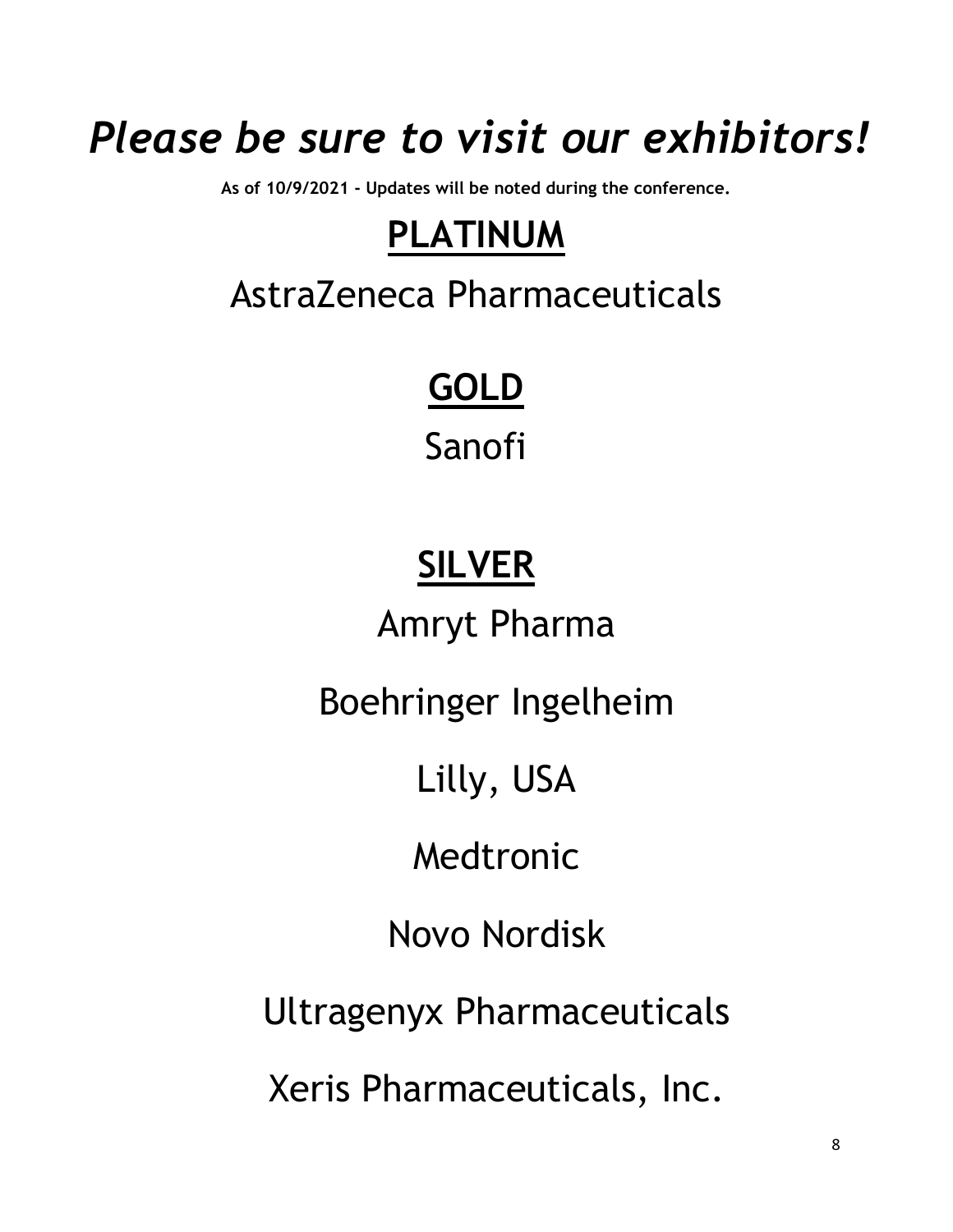# *Please be sure to visit our exhibitors!*

**As of 10/9/2021 - Updates will be noted during the conference.**

## PLATINUM

AstraZeneca Pharmaceuticals

## GOLD

Sanofi

## SILVER

Amryt Pharma

Boehringer Ingelheim

Lilly, USA

Medtronic

Novo Nordisk

Ultragenyx Pharmaceuticals

Xeris Pharmaceuticals, Inc.